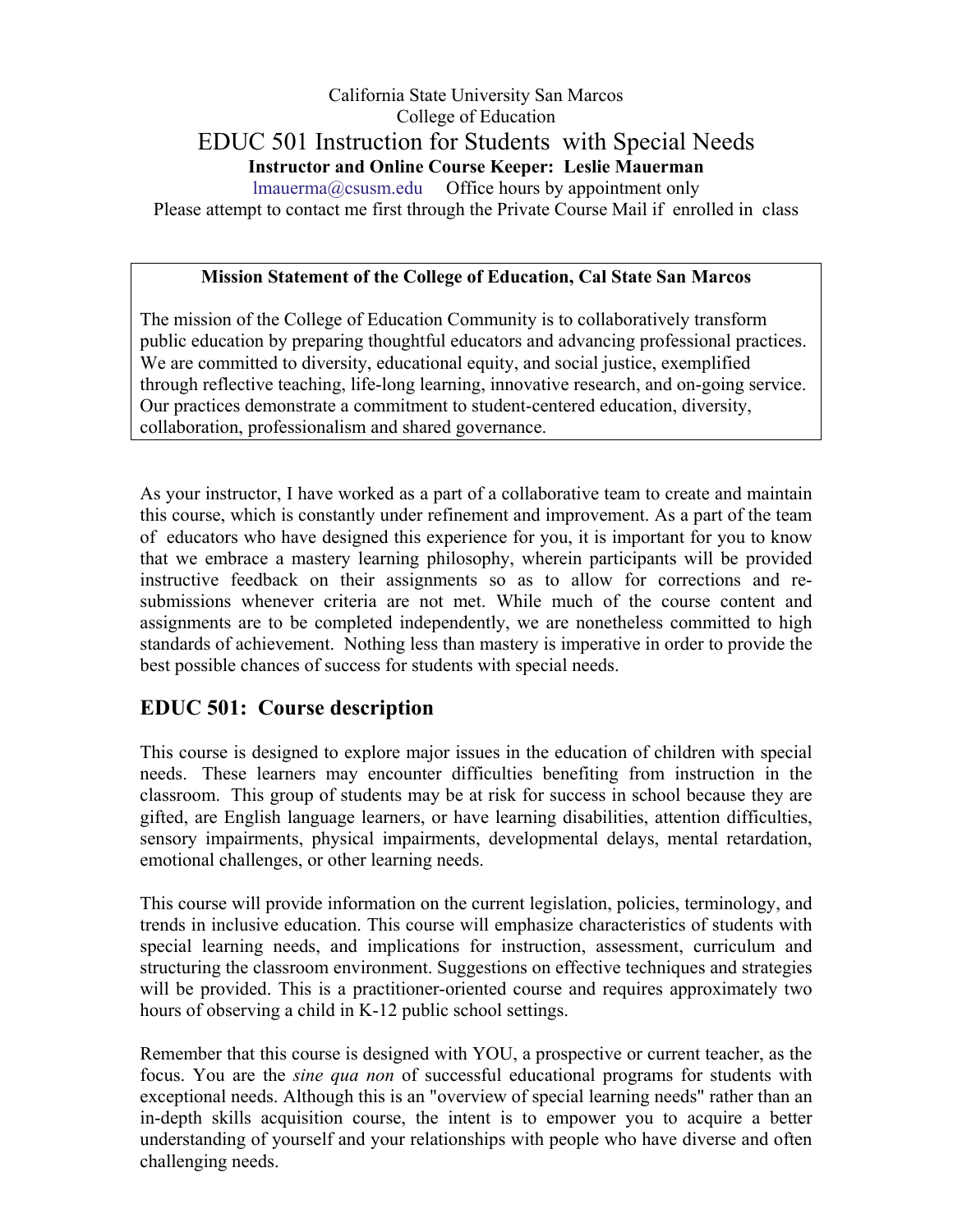California State University San Marcos
College of Education

# EDUC 501 Instruction for Students with Special Needs

**Instructor and Online Course Keeper: Leslie Mauerman**

lmauerma@csusm.edu Office hours by appointment only

Please attempt to contact me first through the Private Course Mail if enrolled in class

---

**Mission Statement of the College of Education, Cal State San Marcos**

The mission of the College of Education Community is to collaboratively transform public education by preparing thoughtful educators and advancing professional practices. We are committed to diversity, educational equity, and social justice, exemplified through reflective teaching, life-long learning, innovative research, and on-going service. Our practices demonstrate a commitment to student-centered education, diversity, collaboration, professionalism and shared governance.

---

As your instructor, I have worked as a part of a collaborative team to create and maintain this course, which is constantly under refinement and improvement. As a part of the team of educators who have designed this experience for you, it is important for you to know that we embrace a mastery learning philosophy, wherein participants will be provided instructive feedback on their assignments so as to allow for corrections and re-submissions whenever criteria are not met. While much of the course content and assignments are to be completed independently, we are nonetheless committed to high standards of achievement. Nothing less than mastery is imperative in order to provide the best possible chances of success for students with special needs.

## EDUC 501: Course description

This course is designed to explore major issues in the education of children with special needs. These learners may encounter difficulties benefiting from instruction in the classroom. This group of students may be at risk for success in school because they are gifted, are English language learners, or have learning disabilities, attention difficulties, sensory impairments, physical impairments, developmental delays, mental retardation, emotional challenges, or other learning needs.

This course will provide information on the current legislation, policies, terminology, and trends in inclusive education. This course will emphasize characteristics of students with special learning needs, and implications for instruction, assessment, curriculum and structuring the classroom environment. Suggestions on effective techniques and strategies will be provided. This is a practitioner-oriented course and requires approximately two hours of observing a child in K-12 public school settings.

Remember that this course is designed with YOU, a prospective or current teacher, as the focus. You are the *sine qua non* of successful educational programs for students with exceptional needs. Although this is an "overview of special learning needs" rather than an in-depth skills acquisition course, the intent is to empower you to acquire a better understanding of yourself and your relationships with people who have diverse and often challenging needs.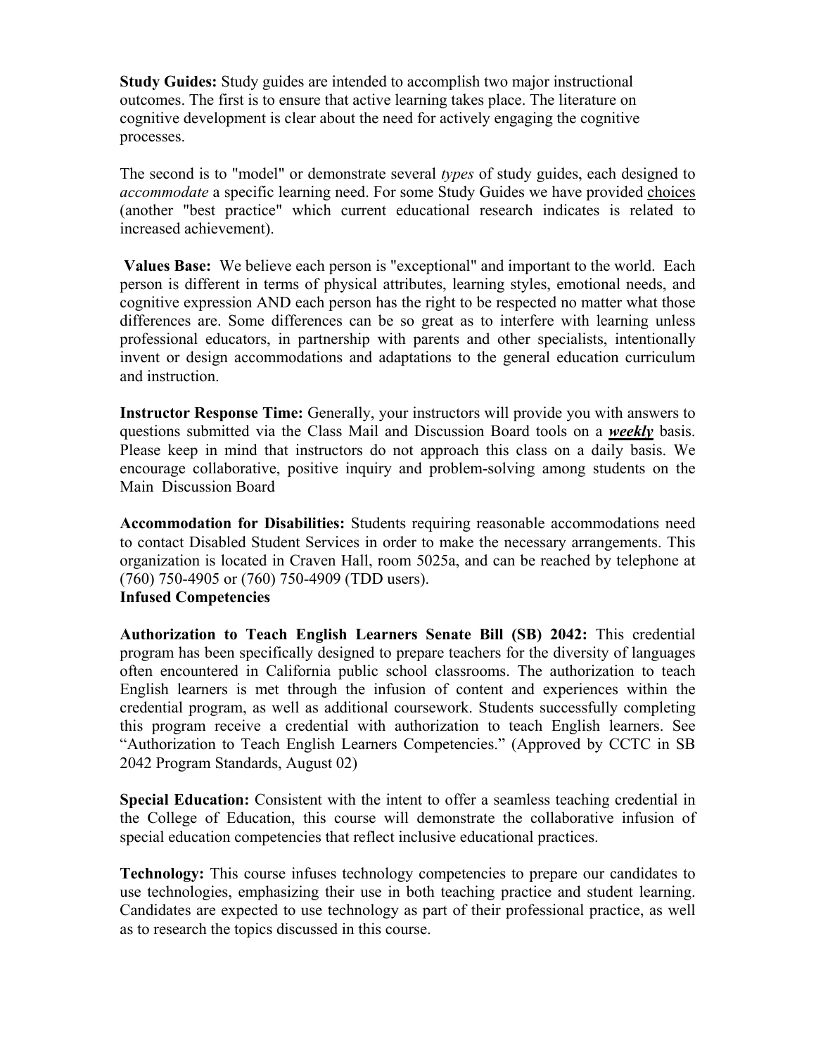**Study Guides:** Study guides are intended to accomplish two major instructional outcomes. The first is to ensure that active learning takes place. The literature on cognitive development is clear about the need for actively engaging the cognitive processes.

The second is to "model" or demonstrate several *types* of study guides, each designed to *accommodate* a specific learning need. For some Study Guides we have provided choices (another "best practice" which current educational research indicates is related to increased achievement).

**Values Base:** We believe each person is "exceptional" and important to the world. Each person is different in terms of physical attributes, learning styles, emotional needs, and cognitive expression AND each person has the right to be respected no matter what those differences are. Some differences can be so great as to interfere with learning unless professional educators, in partnership with parents and other specialists, intentionally invent or design accommodations and adaptations to the general education curriculum and instruction.

**Instructor Response Time:** Generally, your instructors will provide you with answers to questions submitted via the Class Mail and Discussion Board tools on a ***weekly*** basis. Please keep in mind that instructors do not approach this class on a daily basis. We encourage collaborative, positive inquiry and problem-solving among students on the Main Discussion Board

**Accommodation for Disabilities:** Students requiring reasonable accommodations need to contact Disabled Student Services in order to make the necessary arrangements. This organization is located in Craven Hall, room 5025a, and can be reached by telephone at (760) 750-4905 or (760) 750-4909 (TDD users).

**Infused Competencies**

**Authorization to Teach English Learners Senate Bill (SB) 2042:** This credential program has been specifically designed to prepare teachers for the diversity of languages often encountered in California public school classrooms. The authorization to teach English learners is met through the infusion of content and experiences within the credential program, as well as additional coursework. Students successfully completing this program receive a credential with authorization to teach English learners. See "Authorization to Teach English Learners Competencies." (Approved by CCTC in SB 2042 Program Standards, August 02)

**Special Education:** Consistent with the intent to offer a seamless teaching credential in the College of Education, this course will demonstrate the collaborative infusion of special education competencies that reflect inclusive educational practices.

**Technology:** This course infuses technology competencies to prepare our candidates to use technologies, emphasizing their use in both teaching practice and student learning. Candidates are expected to use technology as part of their professional practice, as well as to research the topics discussed in this course.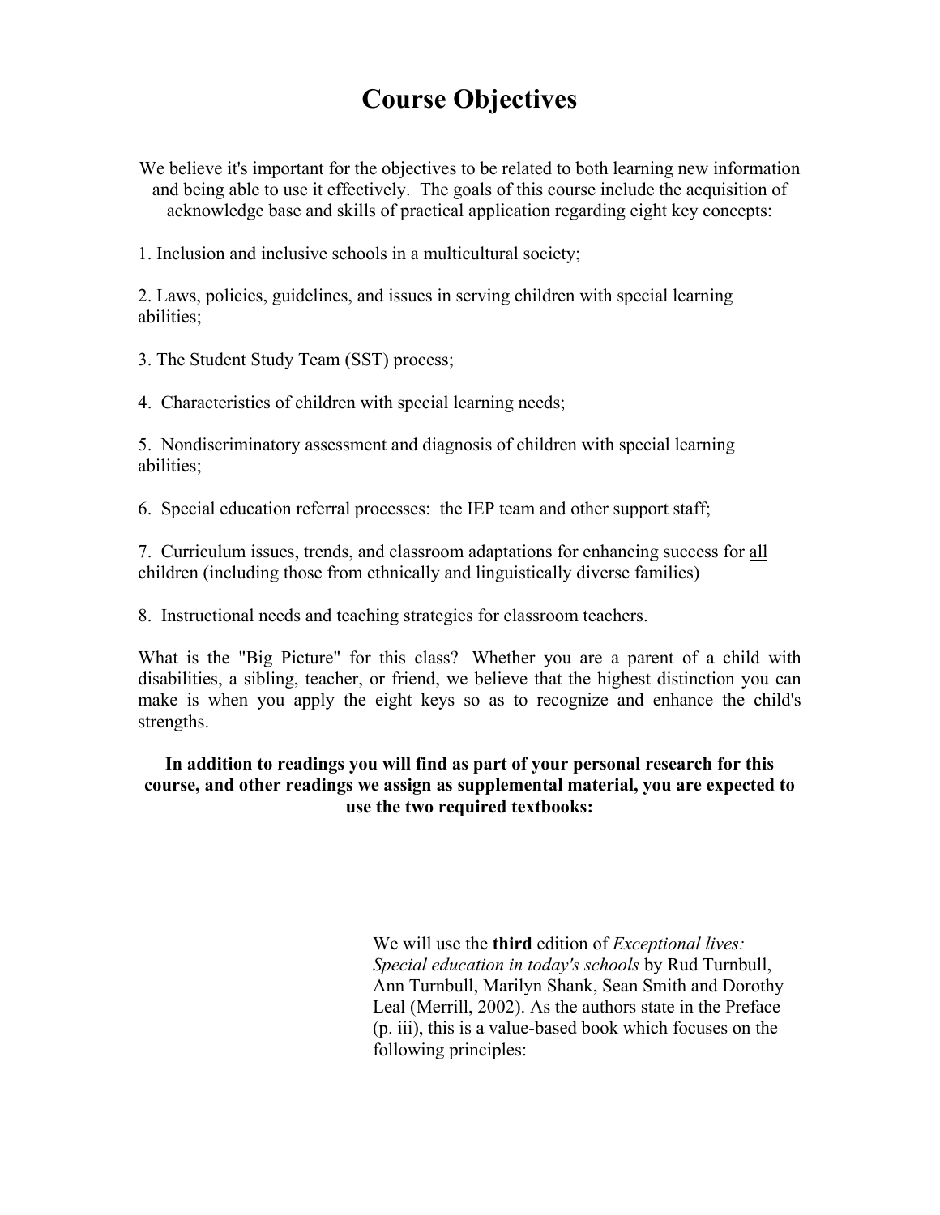# Course Objectives

We believe it's important for the objectives to be related to both learning new information and being able to use it effectively. The goals of this course include the acquisition of acknowledge base and skills of practical application regarding eight key concepts:

1. Inclusion and inclusive schools in a multicultural society;

2. Laws, policies, guidelines, and issues in serving children with special learning abilities;

3. The Student Study Team (SST) process;

4. Characteristics of children with special learning needs;

5. Nondiscriminatory assessment and diagnosis of children with special learning abilities;

6. Special education referral processes: the IEP team and other support staff;

7. Curriculum issues, trends, and classroom adaptations for enhancing success for <u>all</u> children (including those from ethnically and linguistically diverse families)

8. Instructional needs and teaching strategies for classroom teachers.

What is the "Big Picture" for this class? Whether you are a parent of a child with disabilities, a sibling, teacher, or friend, we believe that the highest distinction you can make is when you apply the eight keys so as to recognize and enhance the child's strengths.

**In addition to readings you will find as part of your personal research for this course, and other readings we assign as supplemental material, you are expected to use the two required textbooks:**

We will use the **third** edition of *Exceptional lives: Special education in today's schools* by Rud Turnbull, Ann Turnbull, Marilyn Shank, Sean Smith and Dorothy Leal (Merrill, 2002). As the authors state in the Preface (p. iii), this is a value-based book which focuses on the following principles: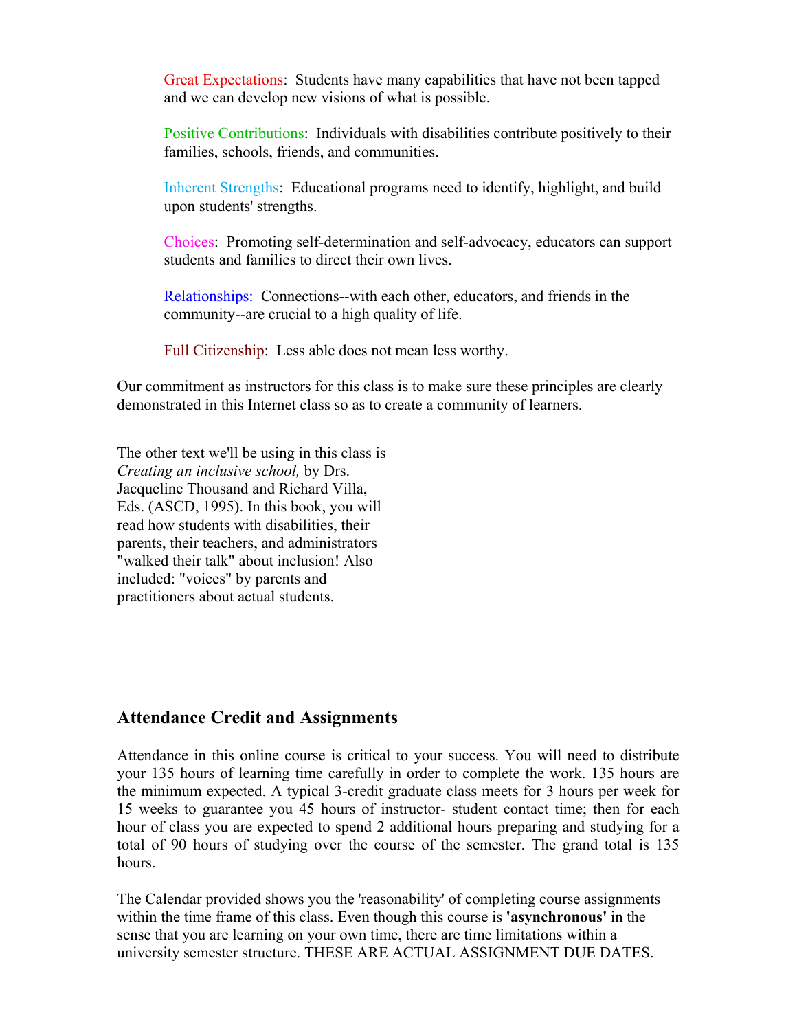Great Expectations: Students have many capabilities that have not been tapped and we can develop new visions of what is possible.

Positive Contributions: Individuals with disabilities contribute positively to their families, schools, friends, and communities.

Inherent Strengths: Educational programs need to identify, highlight, and build upon students' strengths.

Choices: Promoting self-determination and self-advocacy, educators can support students and families to direct their own lives.

Relationships: Connections--with each other, educators, and friends in the community--are crucial to a high quality of life.

Full Citizenship: Less able does not mean less worthy.

Our commitment as instructors for this class is to make sure these principles are clearly demonstrated in this Internet class so as to create a community of learners.

The other text we'll be using in this class is *Creating an inclusive school,* by Drs. Jacqueline Thousand and Richard Villa, Eds. (ASCD, 1995). In this book, you will read how students with disabilities, their parents, their teachers, and administrators "walked their talk" about inclusion! Also included: "voices" by parents and practitioners about actual students.

## Attendance Credit and Assignments

Attendance in this online course is critical to your success. You will need to distribute your 135 hours of learning time carefully in order to complete the work. 135 hours are the minimum expected. A typical 3-credit graduate class meets for 3 hours per week for 15 weeks to guarantee you 45 hours of instructor- student contact time; then for each hour of class you are expected to spend 2 additional hours preparing and studying for a total of 90 hours of studying over the course of the semester. The grand total is 135 hours.

The Calendar provided shows you the 'reasonability' of completing course assignments within the time frame of this class. Even though this course is **'asynchronous'** in the sense that you are learning on your own time, there are time limitations within a university semester structure. THESE ARE ACTUAL ASSIGNMENT DUE DATES.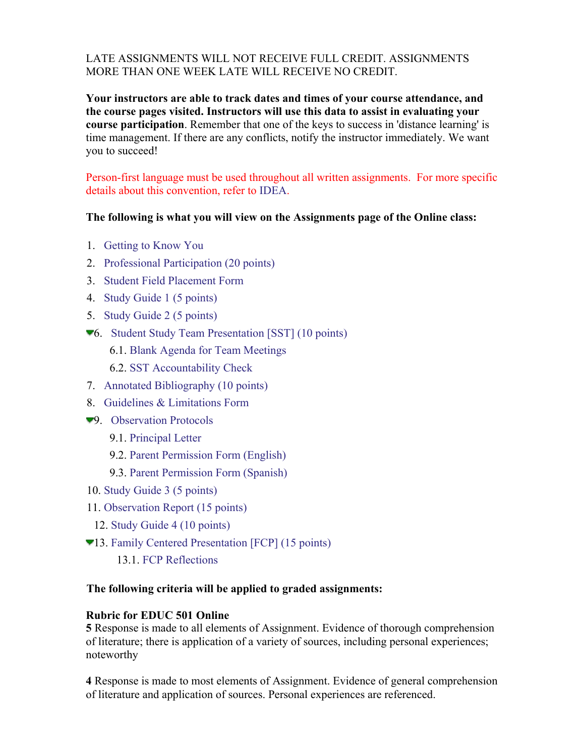LATE ASSIGNMENTS WILL NOT RECEIVE FULL CREDIT. ASSIGNMENTS MORE THAN ONE WEEK LATE WILL RECEIVE NO CREDIT.

**Your instructors are able to track dates and times of your course attendance, and the course pages visited. Instructors will use this data to assist in evaluating your course participation**. Remember that one of the keys to success in 'distance learning' is time management. If there are any conflicts, notify the instructor immediately. We want you to succeed!

Person-first language must be used throughout all written assignments. For more specific details about this convention, refer to IDEA.

**The following is what you will view on the Assignments page of the Online class:**

1. Getting to Know You
2. Professional Participation (20 points)
3. Student Field Placement Form
4. Study Guide 1 (5 points)
5. Study Guide 2 (5 points)
6. Student Study Team Presentation [SST] (10 points)
   - 6.1. Blank Agenda for Team Meetings
   - 6.2. SST Accountability Check
7. Annotated Bibliography (10 points)
8. Guidelines & Limitations Form
9. Observation Protocols
   - 9.1. Principal Letter
   - 9.2. Parent Permission Form (English)
   - 9.3. Parent Permission Form (Spanish)
10. Study Guide 3 (5 points)
11. Observation Report (15 points)
12. Study Guide 4 (10 points)
13. Family Centered Presentation [FCP] (15 points)
    - 13.1. FCP Reflections

**The following criteria will be applied to graded assignments:**

**Rubric for EDUC 501 Online**

**5** Response is made to all elements of Assignment. Evidence of thorough comprehension of literature; there is application of a variety of sources, including personal experiences; noteworthy

**4** Response is made to most elements of Assignment. Evidence of general comprehension of literature and application of sources. Personal experiences are referenced.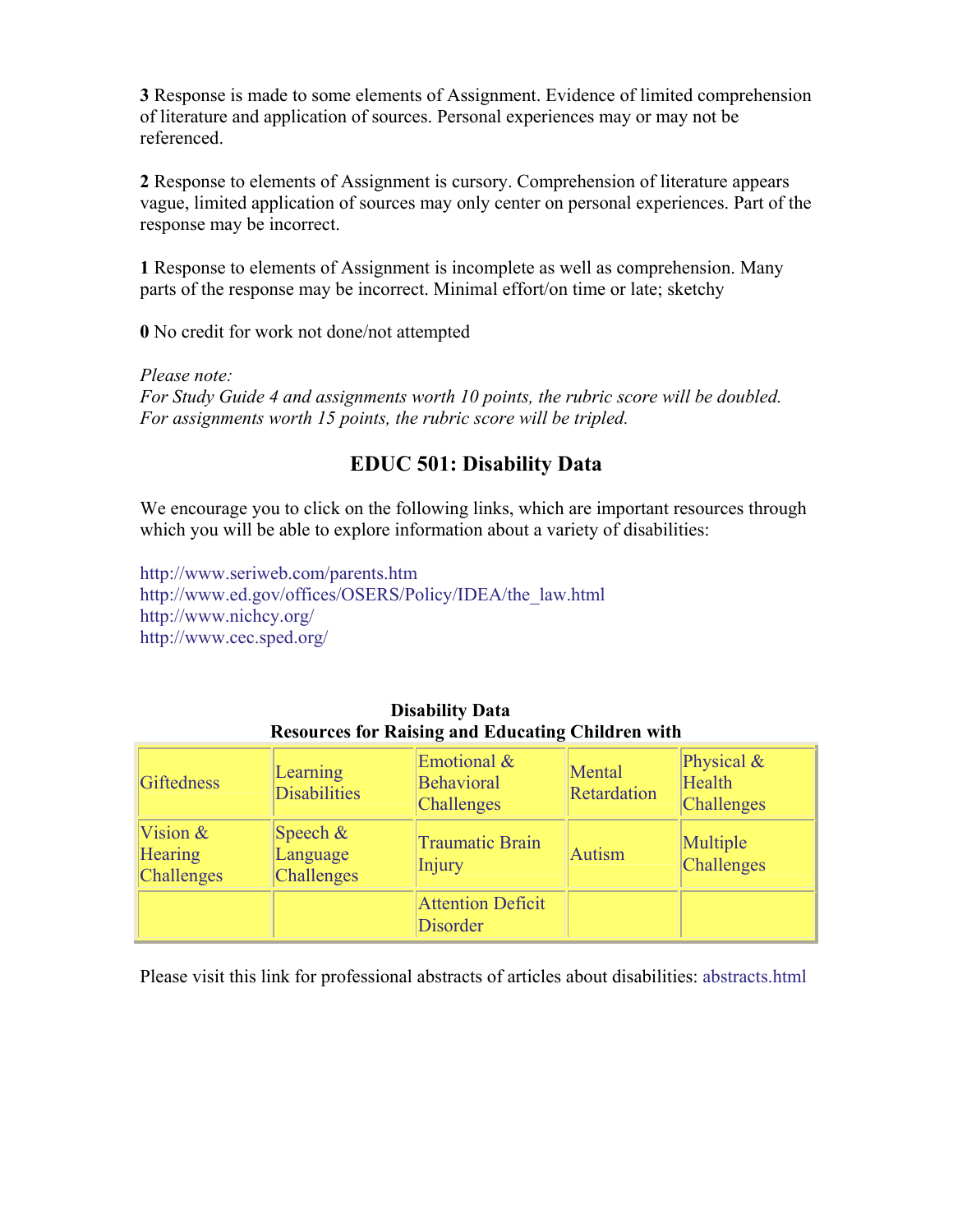**3** Response is made to some elements of Assignment. Evidence of limited comprehension of literature and application of sources. Personal experiences may or may not be referenced.

**2** Response to elements of Assignment is cursory. Comprehension of literature appears vague, limited application of sources may only center on personal experiences. Part of the response may be incorrect.

**1** Response to elements of Assignment is incomplete as well as comprehension. Many parts of the response may be incorrect. Minimal effort/on time or late; sketchy

**0** No credit for work not done/not attempted

*Please note:*
*For Study Guide 4 and assignments worth 10 points, the rubric score will be doubled.*
*For assignments worth 15 points, the rubric score will be tripled.*

## EDUC 501: Disability Data

We encourage you to click on the following links, which are important resources through which you will be able to explore information about a variety of disabilities:

http://www.seriweb.com/parents.htm
http://www.ed.gov/offices/OSERS/Policy/IDEA/the_law.html
http://www.nichcy.org/
http://www.cec.sped.org/

**Disability Data**
**Resources for Raising and Educating Children with**

| | | | | |
|---|---|---|---|---|
| Giftedness | Learning Disabilities | Emotional & Behavioral Challenges | Mental Retardation | Physical & Health Challenges |
| Vision & Hearing Challenges | Speech & Language Challenges | Traumatic Brain Injury | Autism | Multiple Challenges |
| | | Attention Deficit Disorder | | |

Please visit this link for professional abstracts of articles about disabilities: abstracts.html